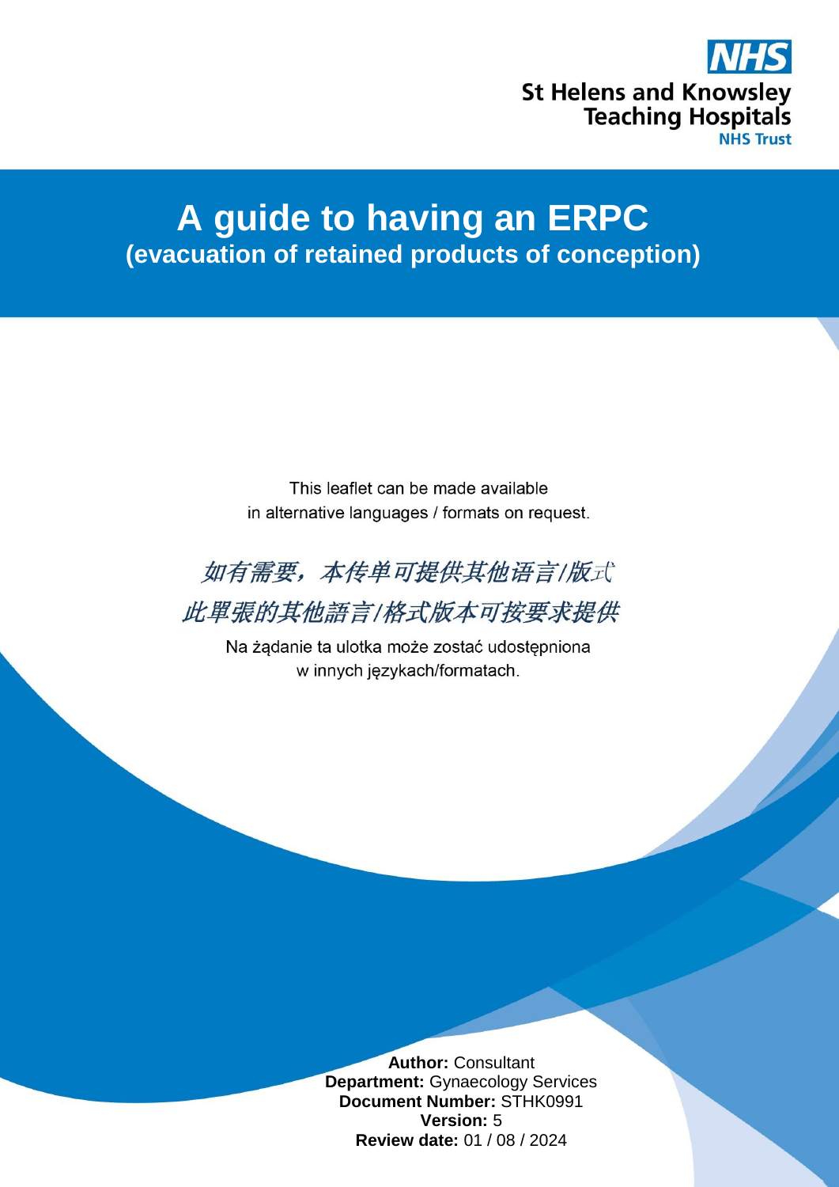St Helens and Knowsley Teaching Hospitals
NHS Trust

# A guide to having an ERPC
## (evacuation of retained products of conception)

This leaflet can be made available in alternative languages / formats on request.

*如有需要，本传单可提供其他语言/版式*

*此單張的其他語言/格式版本可按要求提供*

Na żądanie ta ulotka może zostać udostępniona w innych językach/formatach.

**Author:** Consultant
**Department:** Gynaecology Services
**Document Number:** STHK0991
**Version:** 5
**Review date:** 01 / 08 / 2024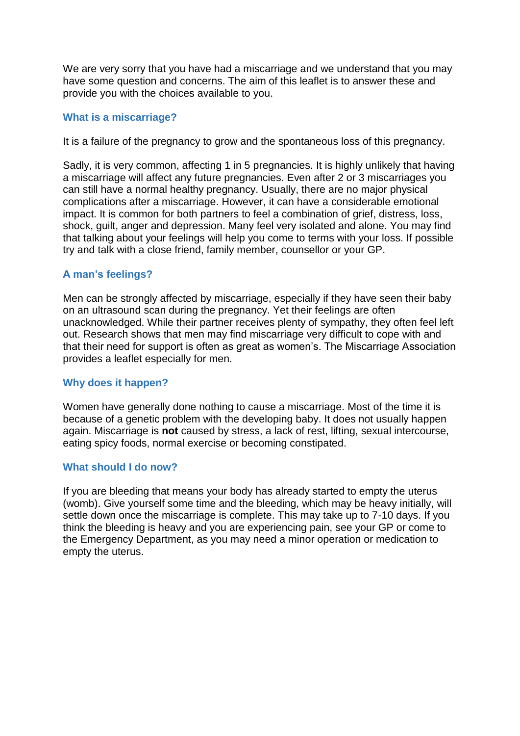We are very sorry that you have had a miscarriage and we understand that you may have some question and concerns. The aim of this leaflet is to answer these and provide you with the choices available to you.

## What is a miscarriage?

It is a failure of the pregnancy to grow and the spontaneous loss of this pregnancy.

Sadly, it is very common, affecting 1 in 5 pregnancies. It is highly unlikely that having a miscarriage will affect any future pregnancies. Even after 2 or 3 miscarriages you can still have a normal healthy pregnancy. Usually, there are no major physical complications after a miscarriage. However, it can have a considerable emotional impact. It is common for both partners to feel a combination of grief, distress, loss, shock, guilt, anger and depression. Many feel very isolated and alone. You may find that talking about your feelings will help you come to terms with your loss. If possible try and talk with a close friend, family member, counsellor or your GP.

## A man's feelings?

Men can be strongly affected by miscarriage, especially if they have seen their baby on an ultrasound scan during the pregnancy. Yet their feelings are often unacknowledged. While their partner receives plenty of sympathy, they often feel left out. Research shows that men may find miscarriage very difficult to cope with and that their need for support is often as great as women's. The Miscarriage Association provides a leaflet especially for men.

## Why does it happen?

Women have generally done nothing to cause a miscarriage. Most of the time it is because of a genetic problem with the developing baby. It does not usually happen again. Miscarriage is **not** caused by stress, a lack of rest, lifting, sexual intercourse, eating spicy foods, normal exercise or becoming constipated.

## What should I do now?

If you are bleeding that means your body has already started to empty the uterus (womb). Give yourself some time and the bleeding, which may be heavy initially, will settle down once the miscarriage is complete. This may take up to 7-10 days. If you think the bleeding is heavy and you are experiencing pain, see your GP or come to the Emergency Department, as you may need a minor operation or medication to empty the uterus.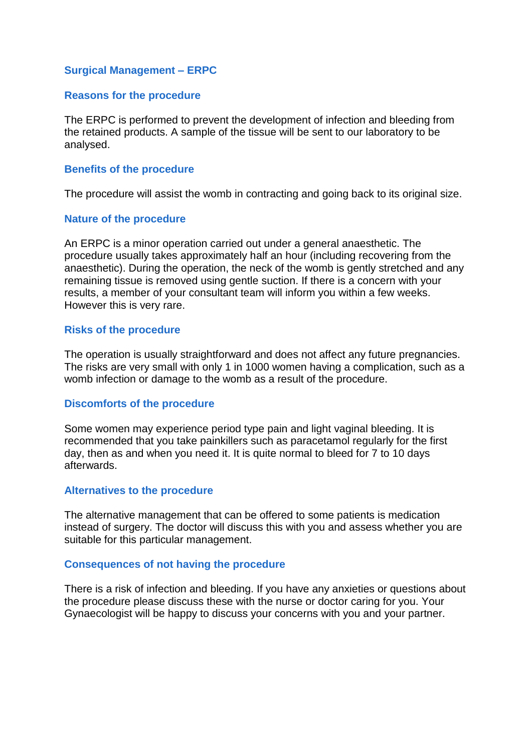## Surgical Management – ERPC

### Reasons for the procedure

The ERPC is performed to prevent the development of infection and bleeding from the retained products. A sample of the tissue will be sent to our laboratory to be analysed.

### Benefits of the procedure

The procedure will assist the womb in contracting and going back to its original size.

### Nature of the procedure

An ERPC is a minor operation carried out under a general anaesthetic. The procedure usually takes approximately half an hour (including recovering from the anaesthetic). During the operation, the neck of the womb is gently stretched and any remaining tissue is removed using gentle suction. If there is a concern with your results, a member of your consultant team will inform you within a few weeks. However this is very rare.

### Risks of the procedure

The operation is usually straightforward and does not affect any future pregnancies. The risks are very small with only 1 in 1000 women having a complication, such as a womb infection or damage to the womb as a result of the procedure.

### Discomforts of the procedure

Some women may experience period type pain and light vaginal bleeding. It is recommended that you take painkillers such as paracetamol regularly for the first day, then as and when you need it. It is quite normal to bleed for 7 to 10 days afterwards.

### Alternatives to the procedure

The alternative management that can be offered to some patients is medication instead of surgery. The doctor will discuss this with you and assess whether you are suitable for this particular management.

### Consequences of not having the procedure

There is a risk of infection and bleeding. If you have any anxieties or questions about the procedure please discuss these with the nurse or doctor caring for you. Your Gynaecologist will be happy to discuss your concerns with you and your partner.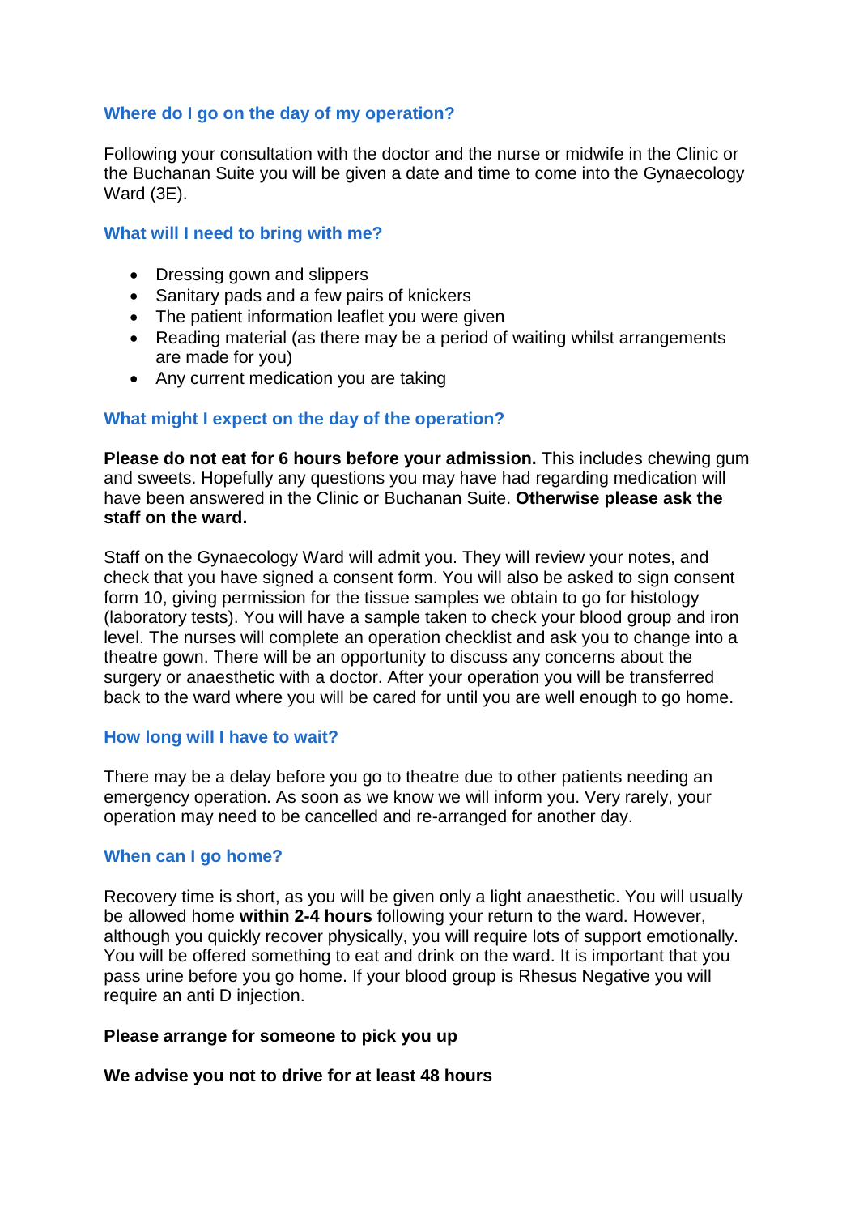## Where do I go on the day of my operation?

Following your consultation with the doctor and the nurse or midwife in the Clinic or the Buchanan Suite you will be given a date and time to come into the Gynaecology Ward (3E).

## What will I need to bring with me?

- Dressing gown and slippers
- Sanitary pads and a few pairs of knickers
- The patient information leaflet you were given
- Reading material (as there may be a period of waiting whilst arrangements are made for you)
- Any current medication you are taking

## What might I expect on the day of the operation?

**Please do not eat for 6 hours before your admission.** This includes chewing gum and sweets. Hopefully any questions you may have had regarding medication will have been answered in the Clinic or Buchanan Suite. **Otherwise please ask the staff on the ward.**

Staff on the Gynaecology Ward will admit you. They will review your notes, and check that you have signed a consent form. You will also be asked to sign consent form 10, giving permission for the tissue samples we obtain to go for histology (laboratory tests). You will have a sample taken to check your blood group and iron level. The nurses will complete an operation checklist and ask you to change into a theatre gown. There will be an opportunity to discuss any concerns about the surgery or anaesthetic with a doctor. After your operation you will be transferred back to the ward where you will be cared for until you are well enough to go home.

## How long will I have to wait?

There may be a delay before you go to theatre due to other patients needing an emergency operation. As soon as we know we will inform you. Very rarely, your operation may need to be cancelled and re-arranged for another day.

## When can I go home?

Recovery time is short, as you will be given only a light anaesthetic. You will usually be allowed home **within 2-4 hours** following your return to the ward. However, although you quickly recover physically, you will require lots of support emotionally. You will be offered something to eat and drink on the ward. It is important that you pass urine before you go home. If your blood group is Rhesus Negative you will require an anti D injection.

**Please arrange for someone to pick you up**

**We advise you not to drive for at least 48 hours**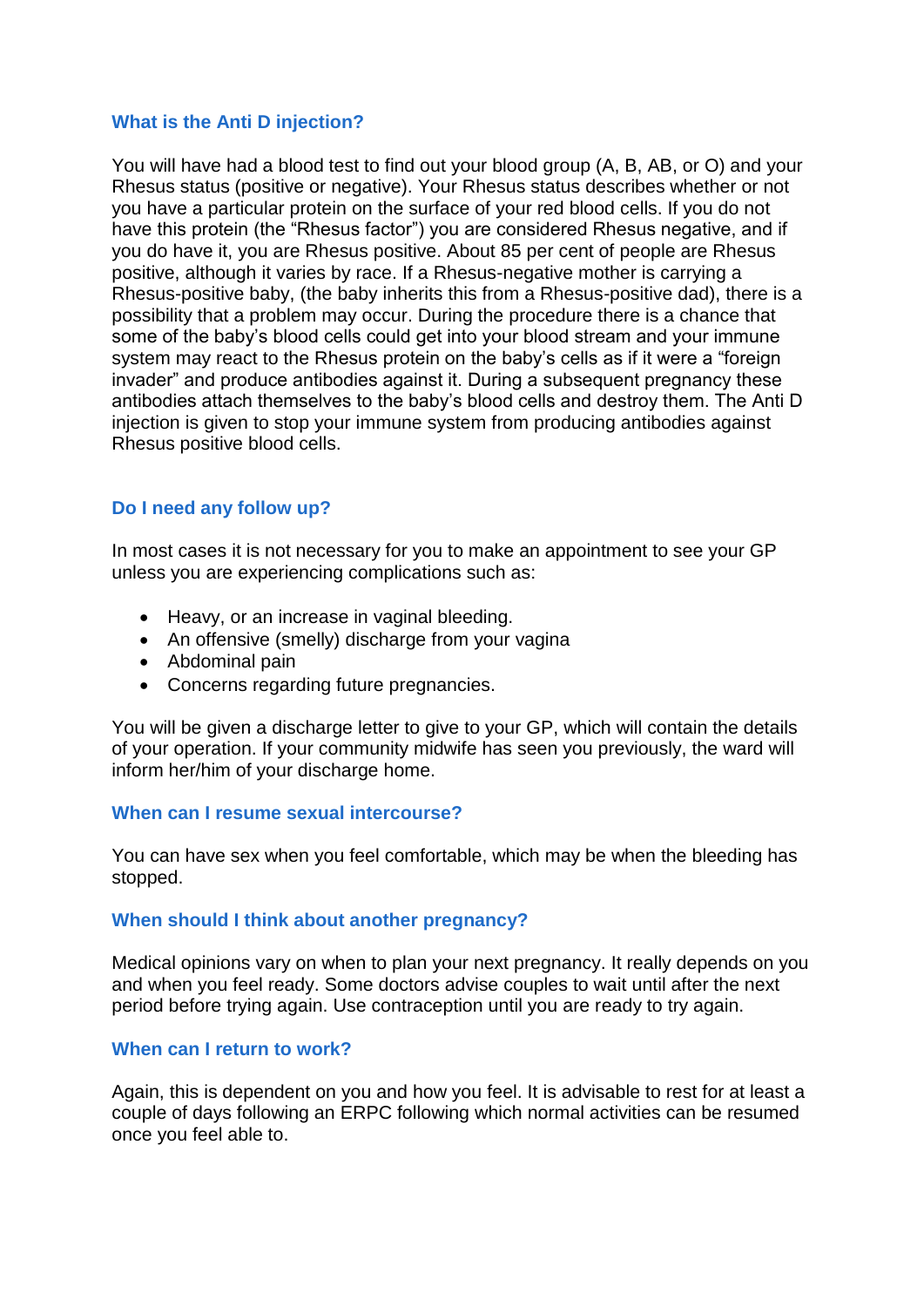## What is the Anti D injection?

You will have had a blood test to find out your blood group (A, B, AB, or O) and your Rhesus status (positive or negative). Your Rhesus status describes whether or not you have a particular protein on the surface of your red blood cells. If you do not have this protein (the "Rhesus factor") you are considered Rhesus negative, and if you do have it, you are Rhesus positive. About 85 per cent of people are Rhesus positive, although it varies by race. If a Rhesus-negative mother is carrying a Rhesus-positive baby, (the baby inherits this from a Rhesus-positive dad), there is a possibility that a problem may occur. During the procedure there is a chance that some of the baby's blood cells could get into your blood stream and your immune system may react to the Rhesus protein on the baby's cells as if it were a "foreign invader" and produce antibodies against it. During a subsequent pregnancy these antibodies attach themselves to the baby's blood cells and destroy them. The Anti D injection is given to stop your immune system from producing antibodies against Rhesus positive blood cells.

## Do I need any follow up?

In most cases it is not necessary for you to make an appointment to see your GP unless you are experiencing complications such as:

- Heavy, or an increase in vaginal bleeding.
- An offensive (smelly) discharge from your vagina
- Abdominal pain
- Concerns regarding future pregnancies.

You will be given a discharge letter to give to your GP, which will contain the details of your operation. If your community midwife has seen you previously, the ward will inform her/him of your discharge home.

## When can I resume sexual intercourse?

You can have sex when you feel comfortable, which may be when the bleeding has stopped.

## When should I think about another pregnancy?

Medical opinions vary on when to plan your next pregnancy. It really depends on you and when you feel ready. Some doctors advise couples to wait until after the next period before trying again. Use contraception until you are ready to try again.

## When can I return to work?

Again, this is dependent on you and how you feel. It is advisable to rest for at least a couple of days following an ERPC following which normal activities can be resumed once you feel able to.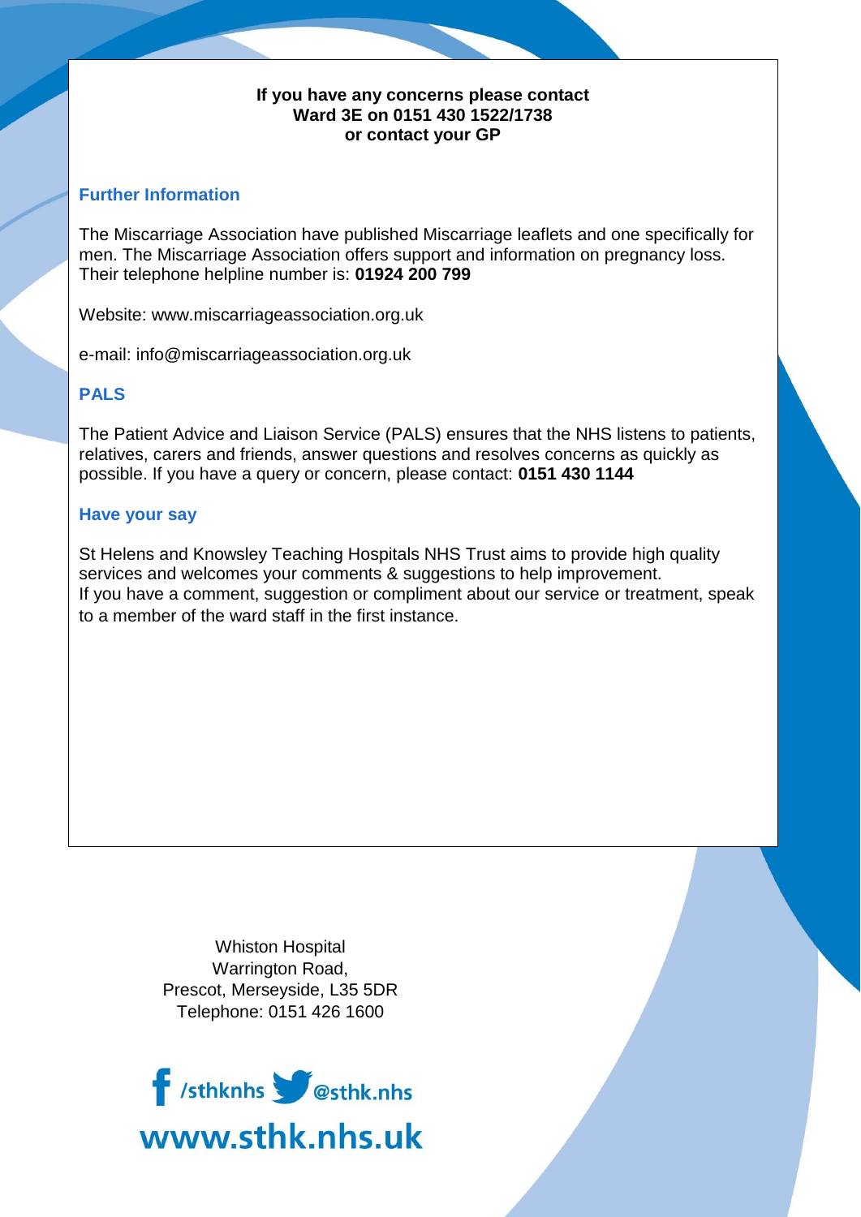**If you have any concerns please contact**
**Ward 3E on 0151 430 1522/1738**
**or contact your GP**

## Further Information

The Miscarriage Association have published Miscarriage leaflets and one specifically for men. The Miscarriage Association offers support and information on pregnancy loss. Their telephone helpline number is: **01924 200 799**

Website: www.miscarriageassociation.org.uk

e-mail: info@miscarriageassociation.org.uk

## PALS

The Patient Advice and Liaison Service (PALS) ensures that the NHS listens to patients, relatives, carers and friends, answer questions and resolves concerns as quickly as possible. If you have a query or concern, please contact: **0151 430 1144**

## Have your say

St Helens and Knowsley Teaching Hospitals NHS Trust aims to provide high quality services and welcomes your comments & suggestions to help improvement.
If you have a comment, suggestion or compliment about our service or treatment, speak to a member of the ward staff in the first instance.

Whiston Hospital
Warrington Road,
Prescot, Merseyside, L35 5DR
Telephone: 0151 426 1600

/sthknhs @sthk.nhs

www.sthk.nhs.uk